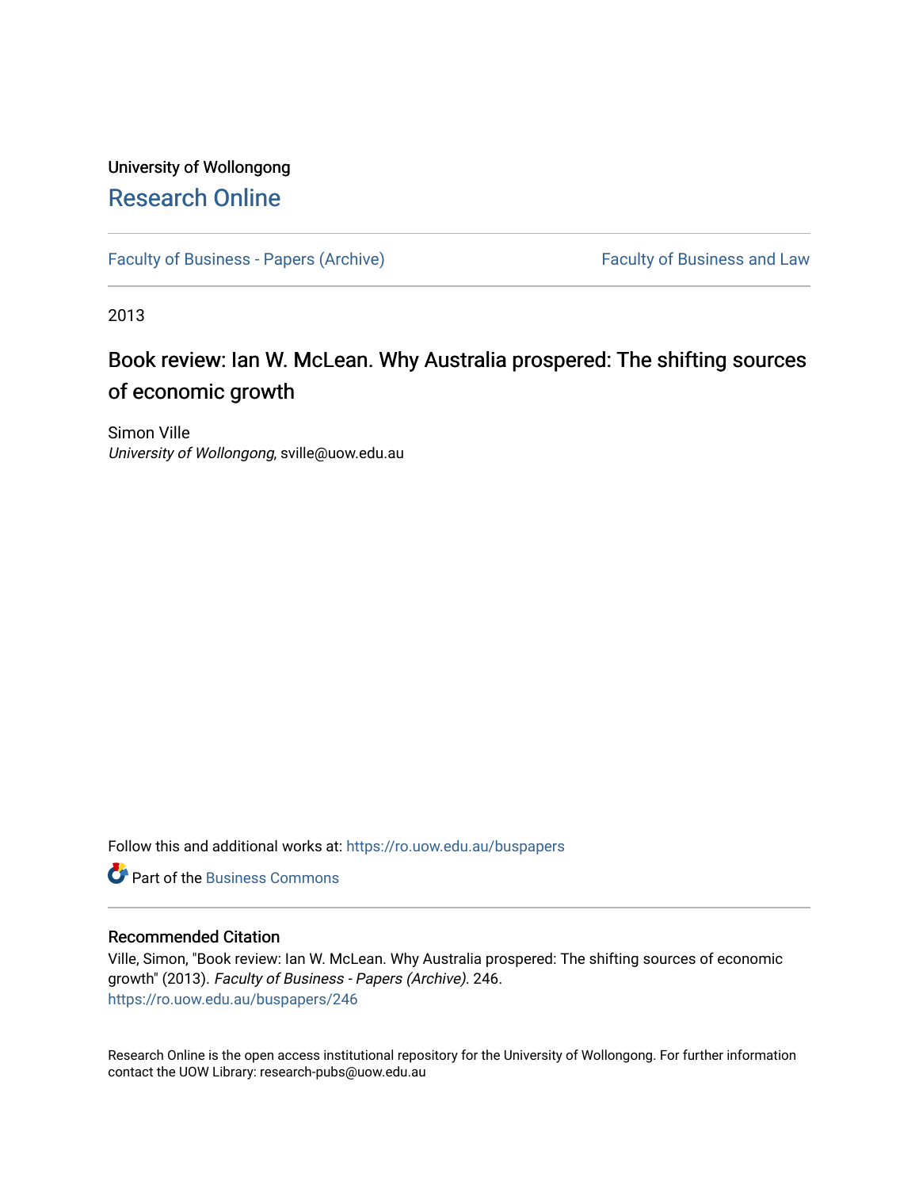University of Wollongong

# Research Online

Faculty of Business - Papers (Archive) | Faculty of Business and Law

2013

## Book review: Ian W. McLean. Why Australia prospered: The shifting sources of economic growth

Simon Ville
*University of Wollongong*, sville@uow.edu.au

Follow this and additional works at: https://ro.uow.edu.au/buspapers

Part of the Business Commons

### Recommended Citation

Ville, Simon, "Book review: Ian W. McLean. Why Australia prospered: The shifting sources of economic growth" (2013). *Faculty of Business - Papers (Archive)*. 246.
https://ro.uow.edu.au/buspapers/246

Research Online is the open access institutional repository for the University of Wollongong. For further information contact the UOW Library: research-pubs@uow.edu.au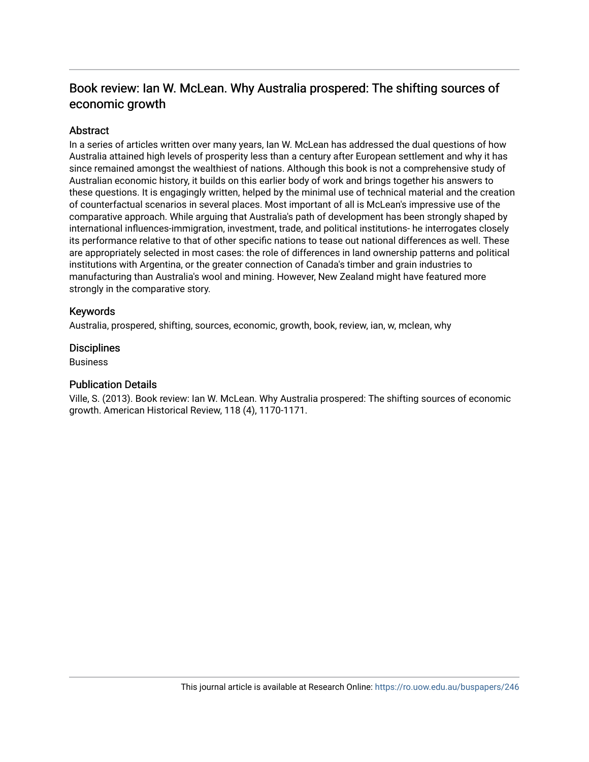# Book review: Ian W. McLean. Why Australia prospered: The shifting sources of economic growth

## Abstract

In a series of articles written over many years, Ian W. McLean has addressed the dual questions of how Australia attained high levels of prosperity less than a century after European settlement and why it has since remained amongst the wealthiest of nations. Although this book is not a comprehensive study of Australian economic history, it builds on this earlier body of work and brings together his answers to these questions. It is engagingly written, helped by the minimal use of technical material and the creation of counterfactual scenarios in several places. Most important of all is McLean's impressive use of the comparative approach. While arguing that Australia's path of development has been strongly shaped by international influences-immigration, investment, trade, and political institutions- he interrogates closely its performance relative to that of other specific nations to tease out national differences as well. These are appropriately selected in most cases: the role of differences in land ownership patterns and political institutions with Argentina, or the greater connection of Canada's timber and grain industries to manufacturing than Australia's wool and mining. However, New Zealand might have featured more strongly in the comparative story.

## Keywords

Australia, prospered, shifting, sources, economic, growth, book, review, ian, w, mclean, why

## Disciplines

Business

## Publication Details

Ville, S. (2013). Book review: Ian W. McLean. Why Australia prospered: The shifting sources of economic growth. American Historical Review, 118 (4), 1170-1171.

This journal article is available at Research Online: https://ro.uow.edu.au/buspapers/246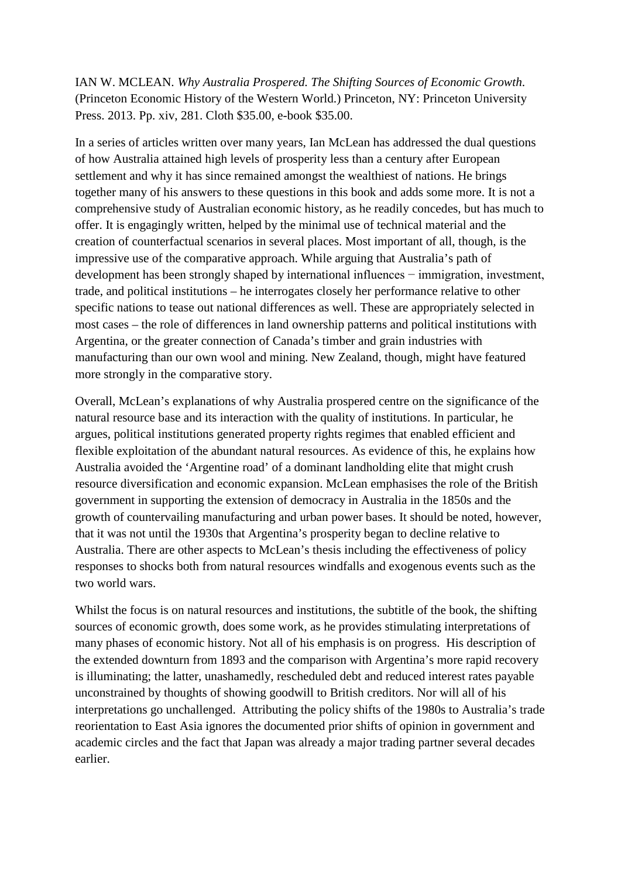IAN W. MCLEAN. *Why Australia Prospered. The Shifting Sources of Economic Growth*. (Princeton Economic History of the Western World.) Princeton, NY: Princeton University Press. 2013. Pp. xiv, 281. Cloth $35.00, e-book $35.00.

In a series of articles written over many years, Ian McLean has addressed the dual questions of how Australia attained high levels of prosperity less than a century after European settlement and why it has since remained amongst the wealthiest of nations. He brings together many of his answers to these questions in this book and adds some more. It is not a comprehensive study of Australian economic history, as he readily concedes, but has much to offer. It is engagingly written, helped by the minimal use of technical material and the creation of counterfactual scenarios in several places. Most important of all, though, is the impressive use of the comparative approach. While arguing that Australia's path of development has been strongly shaped by international influences − immigration, investment, trade, and political institutions – he interrogates closely her performance relative to other specific nations to tease out national differences as well. These are appropriately selected in most cases – the role of differences in land ownership patterns and political institutions with Argentina, or the greater connection of Canada's timber and grain industries with manufacturing than our own wool and mining. New Zealand, though, might have featured more strongly in the comparative story.

Overall, McLean's explanations of why Australia prospered centre on the significance of the natural resource base and its interaction with the quality of institutions. In particular, he argues, political institutions generated property rights regimes that enabled efficient and flexible exploitation of the abundant natural resources. As evidence of this, he explains how Australia avoided the 'Argentine road' of a dominant landholding elite that might crush resource diversification and economic expansion. McLean emphasises the role of the British government in supporting the extension of democracy in Australia in the 1850s and the growth of countervailing manufacturing and urban power bases. It should be noted, however, that it was not until the 1930s that Argentina's prosperity began to decline relative to Australia. There are other aspects to McLean's thesis including the effectiveness of policy responses to shocks both from natural resources windfalls and exogenous events such as the two world wars.

Whilst the focus is on natural resources and institutions, the subtitle of the book, the shifting sources of economic growth, does some work, as he provides stimulating interpretations of many phases of economic history. Not all of his emphasis is on progress. His description of the extended downturn from 1893 and the comparison with Argentina's more rapid recovery is illuminating; the latter, unashamedly, rescheduled debt and reduced interest rates payable unconstrained by thoughts of showing goodwill to British creditors. Nor will all of his interpretations go unchallenged. Attributing the policy shifts of the 1980s to Australia's trade reorientation to East Asia ignores the documented prior shifts of opinion in government and academic circles and the fact that Japan was already a major trading partner several decades earlier.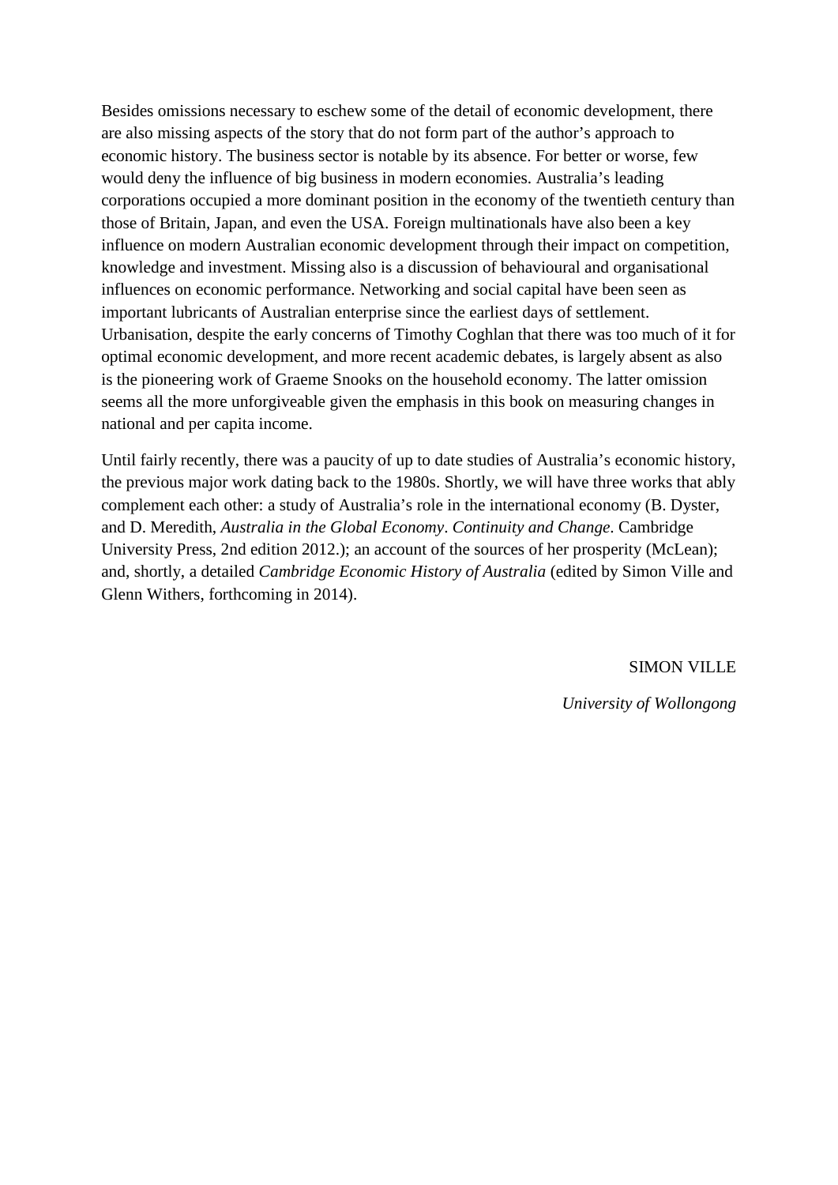Besides omissions necessary to eschew some of the detail of economic development, there are also missing aspects of the story that do not form part of the author's approach to economic history. The business sector is notable by its absence. For better or worse, few would deny the influence of big business in modern economies. Australia's leading corporations occupied a more dominant position in the economy of the twentieth century than those of Britain, Japan, and even the USA. Foreign multinationals have also been a key influence on modern Australian economic development through their impact on competition, knowledge and investment. Missing also is a discussion of behavioural and organisational influences on economic performance. Networking and social capital have been seen as important lubricants of Australian enterprise since the earliest days of settlement. Urbanisation, despite the early concerns of Timothy Coghlan that there was too much of it for optimal economic development, and more recent academic debates, is largely absent as also is the pioneering work of Graeme Snooks on the household economy. The latter omission seems all the more unforgiveable given the emphasis in this book on measuring changes in national and per capita income.

Until fairly recently, there was a paucity of up to date studies of Australia's economic history, the previous major work dating back to the 1980s. Shortly, we will have three works that ably complement each other: a study of Australia's role in the international economy (B. Dyster, and D. Meredith, *Australia in the Global Economy*. *Continuity and Change*. Cambridge University Press, 2nd edition 2012.); an account of the sources of her prosperity (McLean); and, shortly, a detailed *Cambridge Economic History of Australia* (edited by Simon Ville and Glenn Withers, forthcoming in 2014).

SIMON VILLE

*University of Wollongong*